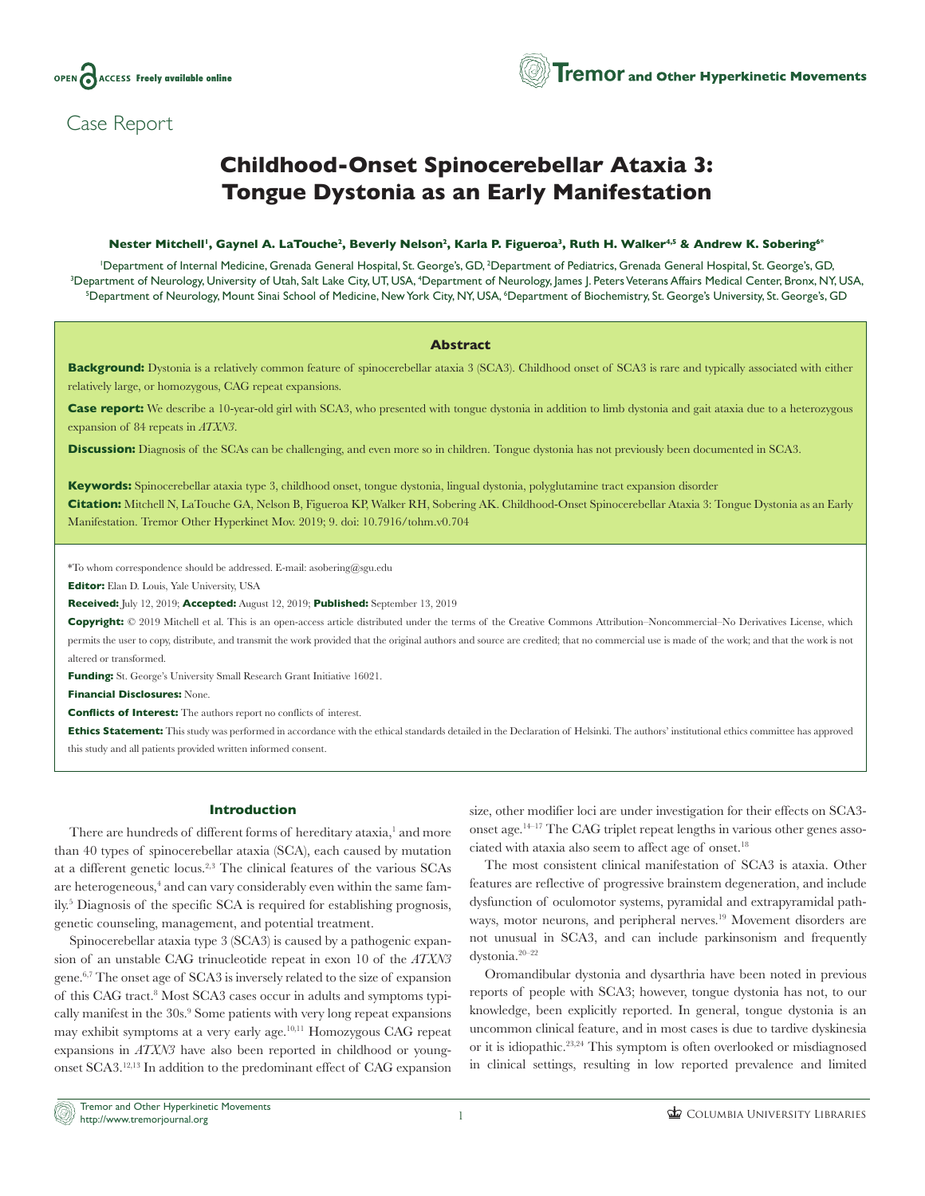Case Report

# Childhood-Onset Spinocerebellar Ataxia 3: Tongue Dystonia as an Early Manifestation

**Nester Mitchell[1], Gaynel A. LaTouche[2], Beverly Nelson[2], Karla P. Figueroa[3], Ruth H. Walker[4,5] & Andrew K. Sobering[6*]**

[1]Department of Internal Medicine, Grenada General Hospital, St. George's, GD, [2]Department of Pediatrics, Grenada General Hospital, St. George's, GD, [3]Department of Neurology, University of Utah, Salt Lake City, UT, USA, [4]Department of Neurology, James J. Peters Veterans Affairs Medical Center, Bronx, NY, USA, [5]Department of Neurology, Mount Sinai School of Medicine, New York City, NY, USA, [6]Department of Biochemistry, St. George's University, St. George's, GD

## Abstract

**Background:** Dystonia is a relatively common feature of spinocerebellar ataxia 3 (SCA3). Childhood onset of SCA3 is rare and typically associated with either relatively large, or homozygous, CAG repeat expansions.

**Case report:** We describe a 10-year-old girl with SCA3, who presented with tongue dystonia in addition to limb dystonia and gait ataxia due to a heterozygous expansion of 84 repeats in *ATXN3*.

**Discussion:** Diagnosis of the SCAs can be challenging, and even more so in children. Tongue dystonia has not previously been documented in SCA3.

**Keywords:** Spinocerebellar ataxia type 3, childhood onset, tongue dystonia, lingual dystonia, polyglutamine tract expansion disorder

**Citation:** Mitchell N, LaTouche GA, Nelson B, Figueroa KP, Walker RH, Sobering AK. Childhood-Onset Spinocerebellar Ataxia 3: Tongue Dystonia as an Early Manifestation. Tremor Other Hyperkinet Mov. 2019; 9. doi: 10.7916/tohm.v0.704

*To whom correspondence should be addressed. E-mail: asobering@sgu.edu

**Editor:** Elan D. Louis, Yale University, USA

**Received:** July 12, 2019; **Accepted:** August 12, 2019; **Published:** September 13, 2019

**Copyright:** © 2019 Mitchell et al. This is an open-access article distributed under the terms of the Creative Commons Attribution–Noncommercial–No Derivatives License, which permits the user to copy, distribute, and transmit the work provided that the original authors and source are credited; that no commercial use is made of the work; and that the work is not altered or transformed.

**Funding:** St. George's University Small Research Grant Initiative 16021.

**Financial Disclosures:** None.

**Conflicts of Interest:** The authors report no conflicts of interest.

**Ethics Statement:** This study was performed in accordance with the ethical standards detailed in the Declaration of Helsinki. The authors' institutional ethics committee has approved this study and all patients provided written informed consent.

## Introduction

There are hundreds of different forms of hereditary ataxia,[1] and more than 40 types of spinocerebellar ataxia (SCA), each caused by mutation at a different genetic locus.[2,3] The clinical features of the various SCAs are heterogeneous,[4] and can vary considerably even within the same family.[5] Diagnosis of the specific SCA is required for establishing prognosis, genetic counseling, management, and potential treatment.

Spinocerebellar ataxia type 3 (SCA3) is caused by a pathogenic expansion of an unstable CAG trinucleotide repeat in exon 10 of the *ATXN3* gene.[6,7] The onset age of SCA3 is inversely related to the size of expansion of this CAG tract.[8] Most SCA3 cases occur in adults and symptoms typically manifest in the 30s.[9] Some patients with very long repeat expansions may exhibit symptoms at a very early age.[10,11] Homozygous CAG repeat expansions in *ATXN3* have also been reported in childhood or young-onset SCA3.[12,13] In addition to the predominant effect of CAG expansion size, other modifier loci are under investigation for their effects on SCA3-onset age.[14–17] The CAG triplet repeat lengths in various other genes associated with ataxia also seem to affect age of onset.[18]

The most consistent clinical manifestation of SCA3 is ataxia. Other features are reflective of progressive brainstem degeneration, and include dysfunction of oculomotor systems, pyramidal and extrapyramidal pathways, motor neurons, and peripheral nerves.[19] Movement disorders are not unusual in SCA3, and can include parkinsonism and frequently dystonia.[20–22]

Oromandibular dystonia and dysarthria have been noted in previous reports of people with SCA3; however, tongue dystonia has not, to our knowledge, been explicitly reported. In general, tongue dystonia is an uncommon clinical feature, and in most cases is due to tardive dyskinesia or it is idiopathic.[23,24] This symptom is often overlooked or misdiagnosed in clinical settings, resulting in low reported prevalence and limited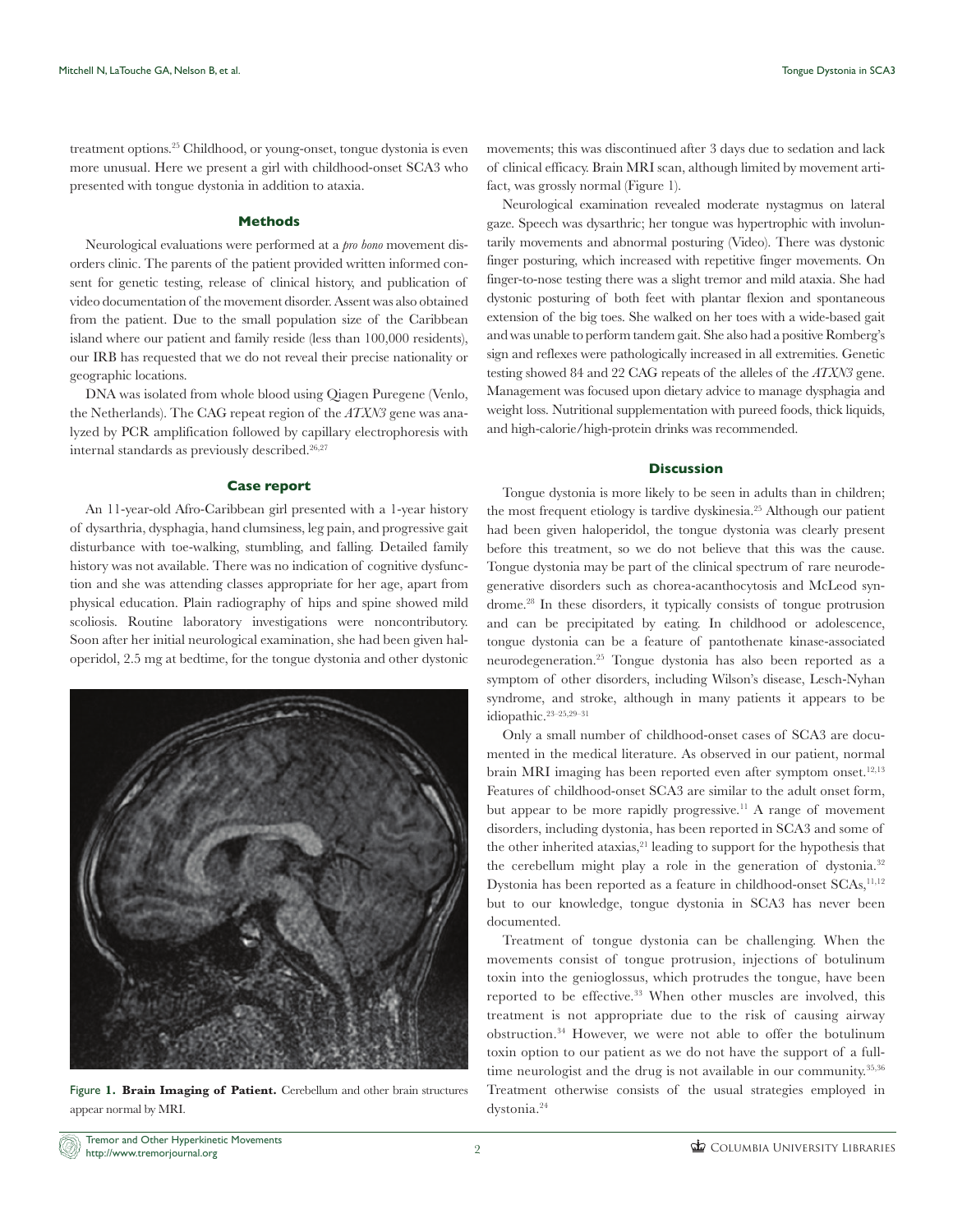treatment options.[25] Childhood, or young-onset, tongue dystonia is even more unusual. Here we present a girl with childhood-onset SCA3 who presented with tongue dystonia in addition to ataxia.

## Methods

Neurological evaluations were performed at a *pro bono* movement disorders clinic. The parents of the patient provided written informed consent for genetic testing, release of clinical history, and publication of video documentation of the movement disorder. Assent was also obtained from the patient. Due to the small population size of the Caribbean island where our patient and family reside (less than 100,000 residents), our IRB has requested that we do not reveal their precise nationality or geographic locations.

DNA was isolated from whole blood using Qiagen Puregene (Venlo, the Netherlands). The CAG repeat region of the *ATXN3* gene was analyzed by PCR amplification followed by capillary electrophoresis with internal standards as previously described.[26,27]

## Case report

An 11-year-old Afro-Caribbean girl presented with a 1-year history of dysarthria, dysphagia, hand clumsiness, leg pain, and progressive gait disturbance with toe-walking, stumbling, and falling. Detailed family history was not available. There was no indication of cognitive dysfunction and she was attending classes appropriate for her age, apart from physical education. Plain radiography of hips and spine showed mild scoliosis. Routine laboratory investigations were noncontributory. Soon after her initial neurological examination, she had been given haloperidol, 2.5 mg at bedtime, for the tongue dystonia and other dystonic movements; this was discontinued after 3 days due to sedation and lack of clinical efficacy. Brain MRI scan, although limited by movement artifact, was grossly normal (Figure 1).

**Figure 1. Brain Imaging of Patient.** Cerebellum and other brain structures appear normal by MRI.

Neurological examination revealed moderate nystagmus on lateral gaze. Speech was dysarthric; her tongue was hypertrophic with involuntarily movements and abnormal posturing (Video). There was dystonic finger posturing, which increased with repetitive finger movements. On finger-to-nose testing there was a slight tremor and mild ataxia. She had dystonic posturing of both feet with plantar flexion and spontaneous extension of the big toes. She walked on her toes with a wide-based gait and was unable to perform tandem gait. She also had a positive Romberg's sign and reflexes were pathologically increased in all extremities. Genetic testing showed 84 and 22 CAG repeats of the alleles of the *ATXN3* gene. Management was focused upon dietary advice to manage dysphagia and weight loss. Nutritional supplementation with pureed foods, thick liquids, and high-calorie/high-protein drinks was recommended.

## Discussion

Tongue dystonia is more likely to be seen in adults than in children; the most frequent etiology is tardive dyskinesia.[25] Although our patient had been given haloperidol, the tongue dystonia was clearly present before this treatment, so we do not believe that this was the cause. Tongue dystonia may be part of the clinical spectrum of rare neurodegenerative disorders such as chorea-acanthocytosis and McLeod syndrome.[28] In these disorders, it typically consists of tongue protrusion and can be precipitated by eating. In childhood or adolescence, tongue dystonia can be a feature of pantothenate kinase-associated neurodegeneration.[25] Tongue dystonia has also been reported as a symptom of other disorders, including Wilson's disease, Lesch-Nyhan syndrome, and stroke, although in many patients it appears to be idiopathic.[23–25,29–31]

Only a small number of childhood-onset cases of SCA3 are documented in the medical literature. As observed in our patient, normal brain MRI imaging has been reported even after symptom onset.[12,13] Features of childhood-onset SCA3 are similar to the adult onset form, but appear to be more rapidly progressive.[11] A range of movement disorders, including dystonia, has been reported in SCA3 and some of the other inherited ataxias,[21] leading to support for the hypothesis that the cerebellum might play a role in the generation of dystonia.[32] Dystonia has been reported as a feature in childhood-onset SCAs,[11,12] but to our knowledge, tongue dystonia in SCA3 has never been documented.

Treatment of tongue dystonia can be challenging. When the movements consist of tongue protrusion, injections of botulinum toxin into the genioglossus, which protrudes the tongue, have been reported to be effective.[33] When other muscles are involved, this treatment is not appropriate due to the risk of causing airway obstruction.[34] However, we were not able to offer the botulinum toxin option to our patient as we do not have the support of a full-time neurologist and the drug is not available in our community.[35,36] Treatment otherwise consists of the usual strategies employed in dystonia.[24]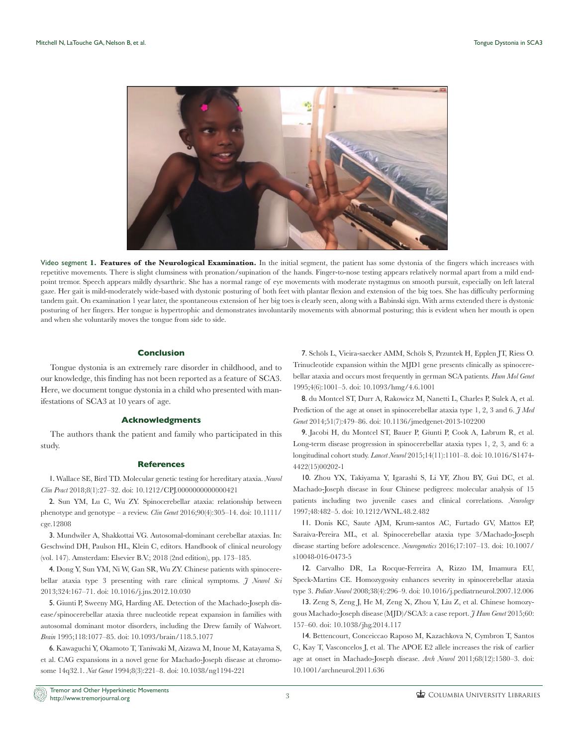Video segment **1. Features of the Neurological Examination.** In the initial segment, the patient has some dystonia of the fingers which increases with repetitive movements. There is slight clumsiness with pronation/supination of the hands. Finger-to-nose testing appears relatively normal apart from a mild end-point tremor. Speech appears mildly dysarthric. She has a normal range of eye movements with moderate nystagmus on smooth pursuit, especially on left lateral gaze. Her gait is mild-moderately wide-based with dystonic posturing of both feet with plantar flexion and extension of the big toes. She has difficulty performing tandem gait. On examination 1 year later, the spontaneous extension of her big toes is clearly seen, along with a Babinski sign. With arms extended there is dystonic posturing of her fingers. Her tongue is hypertrophic and demonstrates involuntarily movements with abnormal posturing; this is evident when her mouth is open and when she voluntarily moves the tongue from side to side.

## Conclusion

Tongue dystonia is an extremely rare disorder in childhood, and to our knowledge, this finding has not been reported as a feature of SCA3. Here, we document tongue dystonia in a child who presented with manifestations of SCA3 at 10 years of age.

## Acknowledgments

The authors thank the patient and family who participated in this study.

## References

1. Wallace SE, Bird TD. Molecular genetic testing for hereditary ataxia. *Neurol Clin Pract* 2018;8(1):27–32. doi: 10.1212/CPJ.0000000000000421

2. Sun YM, Lu C, Wu ZY. Spinocerebellar ataxia: relationship between phenotype and genotype – a review. *Clin Genet* 2016;90(4):305–14. doi: 10.1111/cge.12808

3. Mundwiler A, Shakkottai VG. Autosomal-dominant cerebellar ataxias. In: Geschwind DH, Paulson HL, Klein C, editors. Handbook of clinical neurology (vol. 147). Amsterdam: Elsevier B.V.; 2018 (2nd edition), pp. 173–185.

4. Dong Y, Sun YM, Ni W, Gan SR, Wu ZY. Chinese patients with spinocerebellar ataxia type 3 presenting with rare clinical symptoms. *J Neurol Sci* 2013;324:167–71. doi: 10.1016/j.jns.2012.10.030

5. Giunti P, Sweeny MG, Harding AE. Detection of the Machado-Joseph disease/spinocerebellar ataxia three nucleotide repeat expansion in families with autosomal dominant motor disorders, including the Drew family of Walwort. *Brain* 1995;118:1077–85. doi: 10.1093/brain/118.5.1077

6. Kawaguchi Y, Okamoto T, Taniwaki M, Aizawa M, Inoue M, Katayama S, et al. CAG expansions in a novel gene for Machado-Joseph disease at chromosome 14q32.1. *Nat Genet* 1994;8(3):221–8. doi: 10.1038/ng1194-221

7. Schöls L, Vieira-saecker AMM, Schöls S, Przuntek H, Epplen JT, Riess O. Trinucleotide expansion within the MJD1 gene presents clinically as spinocerebellar ataxia and occurs most frequently in german SCA patients. *Hum Mol Genet* 1995;4(6):1001–5. doi: 10.1093/hmg/4.6.1001

8. du Montcel ST, Durr A, Rakowicz M, Nanetti L, Charles P, Sulek A, et al. Prediction of the age at onset in spinocerebellar ataxia type 1, 2, 3 and 6. *J Med Genet* 2014;51(7):479–86. doi: 10.1136/jmedgenet-2013-102200

9. Jacobi H, du Montcel ST, Bauer P, Giunti P, Cook A, Labrum R, et al. Long-term disease progression in spinocerebellar ataxia types 1, 2, 3, and 6: a longitudinal cohort study. *Lancet Neurol* 2015;14(11):1101–8. doi: 10.1016/S1474-4422(15)00202-1

10. Zhou YX, Takiyama Y, Igarashi S, Li YF, Zhou BY, Gui DC, et al. Machado-Joseph disease in four Chinese pedigrees: molecular analysis of 15 patients including two juvenile cases and clinical correlations. *Neurology* 1997;48:482–5. doi: 10.1212/WNL.48.2.482

11. Donis KC, Saute AJM, Krum-santos AC, Furtado GV, Mattos EP, Saraiva-Pereira ML, et al. Spinocerebellar ataxia type 3/Machado-Joseph disease starting before adolescence. *Neurogenetics* 2016;17:107–13. doi: 10.1007/s10048-016-0473-5

12. Carvalho DR, La Rocque-Ferreira A, Rizzo IM, Imamura EU, Speck-Martins CE. Homozygosity enhances severity in spinocerebellar ataxia type 3. *Pediatr Neurol* 2008;38(4):296–9. doi: 10.1016/j.pediatrneurol.2007.12.006

13. Zeng S, Zeng J, He M, Zeng X, Zhou Y, Liu Z, et al. Chinese homozygous Machado-Joseph disease (MJD)/SCA3: a case report. *J Hum Genet* 2015;60:157–60. doi: 10.1038/jhg.2014.117

14. Bettencourt, Conceiccao Raposo M, Kazachkova N, Cymbron T, Santos C, Kay T, Vasconcelos J, et al. The APOE E2 allele increases the risk of earlier age at onset in Machado-Joseph disease. *Arch Neurol* 2011;68(12):1580–3. doi: 10.1001/archneurol.2011.636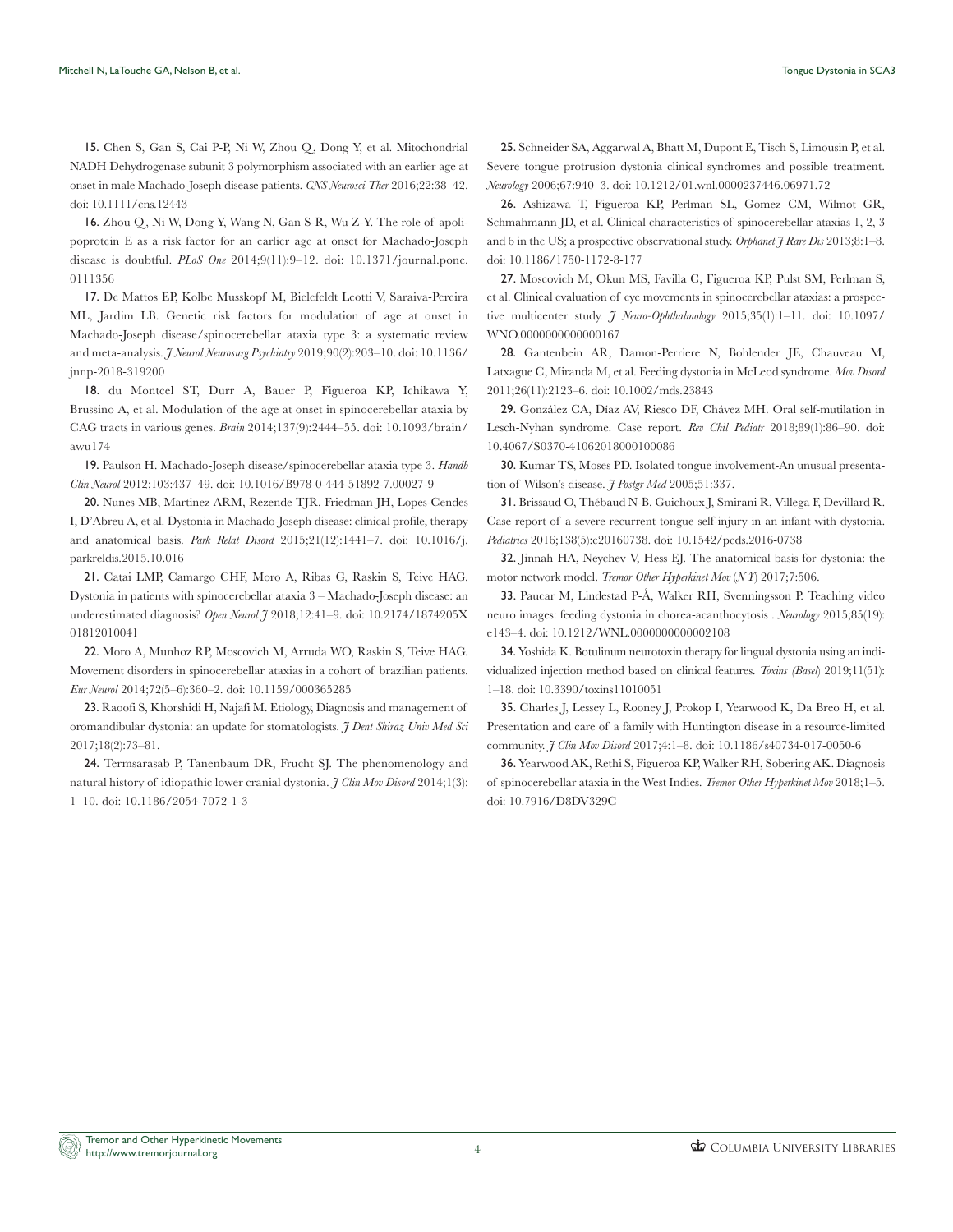15. Chen S, Gan S, Cai P-P, Ni W, Zhou Q, Dong Y, et al. Mitochondrial NADH Dehydrogenase subunit 3 polymorphism associated with an earlier age at onset in male Machado-Joseph disease patients. *CNS Neurosci Ther* 2016;22:38–42. doi: 10.1111/cns.12443

16. Zhou Q, Ni W, Dong Y, Wang N, Gan S-R, Wu Z-Y. The role of apolipoprotein E as a risk factor for an earlier age at onset for Machado-Joseph disease is doubtful. *PLoS One* 2014;9(11):9–12. doi: 10.1371/journal.pone.0111356

17. De Mattos EP, Kolbe Musskopf M, Bielefeldt Leotti V, Saraiva-Pereira ML, Jardim LB. Genetic risk factors for modulation of age at onset in Machado-Joseph disease/spinocerebellar ataxia type 3: a systematic review and meta-analysis. *J Neurol Neurosurg Psychiatry* 2019;90(2):203–10. doi: 10.1136/jnnp-2018-319200

18. du Montcel ST, Durr A, Bauer P, Figueroa KP, Ichikawa Y, Brussino A, et al. Modulation of the age at onset in spinocerebellar ataxia by CAG tracts in various genes. *Brain* 2014;137(9):2444–55. doi: 10.1093/brain/awu174

19. Paulson H. Machado-Joseph disease/spinocerebellar ataxia type 3. *Handb Clin Neurol* 2012;103:437–49. doi: 10.1016/B978-0-444-51892-7.00027-9

20. Nunes MB, Martinez ARM, Rezende TJR, Friedman JH, Lopes-Cendes I, D'Abreu A, et al. Dystonia in Machado-Joseph disease: clinical profile, therapy and anatomical basis. *Park Relat Disord* 2015;21(12):1441–7. doi: 10.1016/j.parkreldis.2015.10.016

21. Catai LMP, Camargo CHF, Moro A, Ribas G, Raskin S, Teive HAG. Dystonia in patients with spinocerebellar ataxia 3 – Machado-Joseph disease: an underestimated diagnosis? *Open Neurol J* 2018;12:41–9. doi: 10.2174/1874205X01812010041

22. Moro A, Munhoz RP, Moscovich M, Arruda WO, Raskin S, Teive HAG. Movement disorders in spinocerebellar ataxias in a cohort of brazilian patients. *Eur Neurol* 2014;72(5–6):360–2. doi: 10.1159/000365285

23. Raoofi S, Khorshidi H, Najafi M. Etiology, Diagnosis and management of oromandibular dystonia: an update for stomatologists. *J Dent Shiraz Univ Med Sci* 2017;18(2):73–81.

24. Termsarasab P, Tanenbaum DR, Frucht SJ. The phenomenology and natural history of idiopathic lower cranial dystonia. *J Clin Mov Disord* 2014;1(3):1–10. doi: 10.1186/2054-7072-1-3

25. Schneider SA, Aggarwal A, Bhatt M, Dupont E, Tisch S, Limousin P, et al. Severe tongue protrusion dystonia clinical syndromes and possible treatment. *Neurology* 2006;67:940–3. doi: 10.1212/01.wnl.0000237446.06971.72

26. Ashizawa T, Figueroa KP, Perlman SL, Gomez CM, Wilmot GR, Schmahmann JD, et al. Clinical characteristics of spinocerebellar ataxias 1, 2, 3 and 6 in the US; a prospective observational study. *Orphanet J Rare Dis* 2013;8:1–8. doi: 10.1186/1750-1172-8-177

27. Moscovich M, Okun MS, Favilla C, Figueroa KP, Pulst SM, Perlman S, et al. Clinical evaluation of eye movements in spinocerebellar ataxias: a prospective multicenter study. *J Neuro-Ophthalmology* 2015;35(1):1–11. doi: 10.1097/WNO.0000000000000167

28. Gantenbein AR, Damon-Perriere N, Bohlender JE, Chauveau M, Latxague C, Miranda M, et al. Feeding dystonia in McLeod syndrome. *Mov Disord* 2011;26(11):2123–6. doi: 10.1002/mds.23843

29. González CA, Díaz AV, Riesco DF, Chávez MH. Oral self-mutilation in Lesch-Nyhan syndrome. Case report. *Rev Chil Pediatr* 2018;89(1):86–90. doi: 10.4067/S0370-41062018000100086

30. Kumar TS, Moses PD. Isolated tongue involvement-An unusual presentation of Wilson's disease. *J Postgr Med* 2005;51:337.

31. Brissaud O, Thébaud N-B, Guichoux J, Smirani R, Villega F, Devillard R. Case report of a severe recurrent tongue self-injury in an infant with dystonia. *Pediatrics* 2016;138(5):e20160738. doi: 10.1542/peds.2016-0738

32. Jinnah HA, Neychev V, Hess EJ. The anatomical basis for dystonia: the motor network model. *Tremor Other Hyperkinet Mov (N Y)* 2017;7:506.

33. Paucar M, Lindestad P-Å, Walker RH, Svenningsson P. Teaching video neuro images: feeding dystonia in chorea-acanthocytosis . *Neurology* 2015;85(19):e143–4. doi: 10.1212/WNL.0000000000002108

34. Yoshida K. Botulinum neurotoxin therapy for lingual dystonia using an individualized injection method based on clinical features. *Toxins (Basel)* 2019;11(51):1–18. doi: 10.3390/toxins11010051

35. Charles J, Lessey L, Rooney J, Prokop I, Yearwood K, Da Breo H, et al. Presentation and care of a family with Huntington disease in a resource-limited community. *J Clin Mov Disord* 2017;4:1–8. doi: 10.1186/s40734-017-0050-6

36. Yearwood AK, Rethi S, Figueroa KP, Walker RH, Sobering AK. Diagnosis of spinocerebellar ataxia in the West Indies. *Tremor Other Hyperkinet Mov* 2018;1–5. doi: 10.7916/D8DV329C